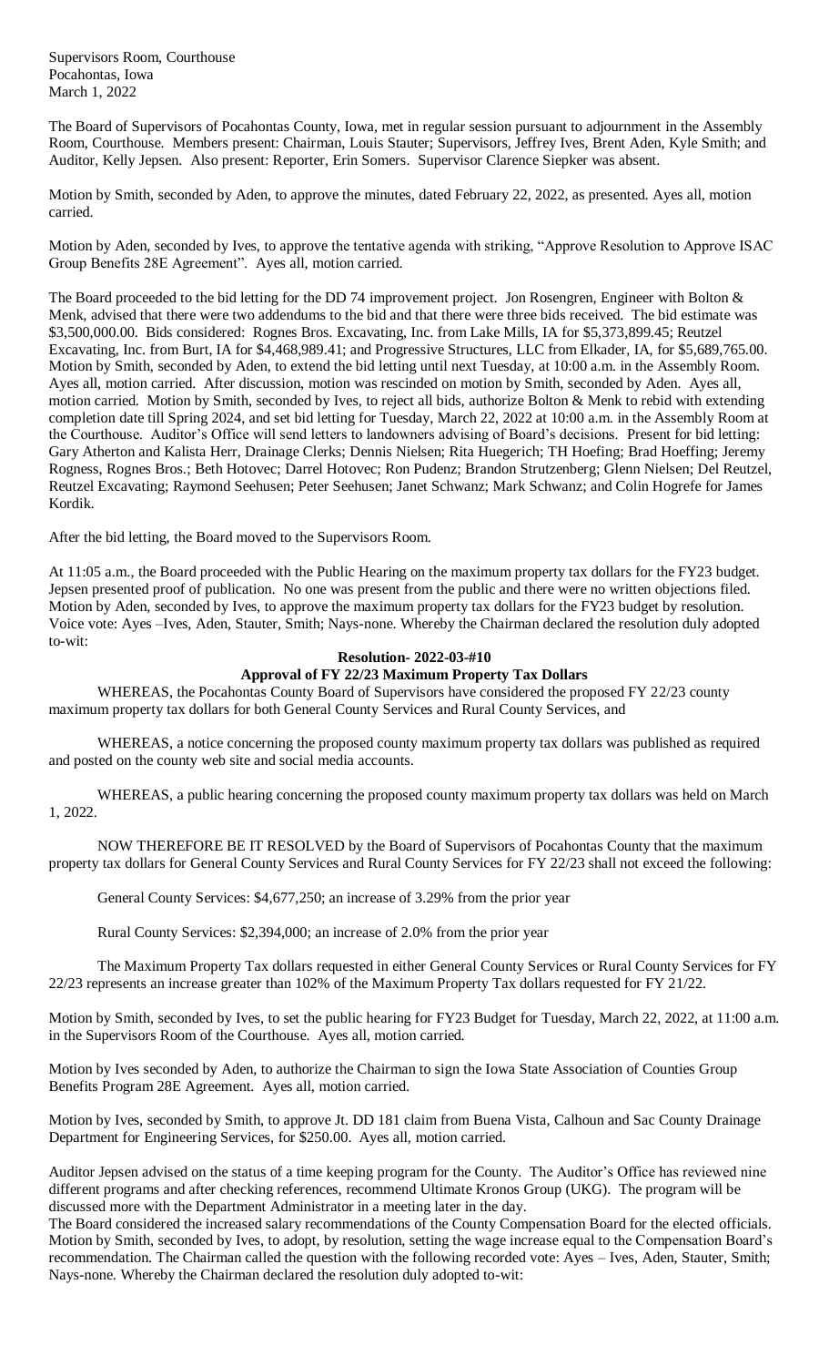Supervisors Room, Courthouse
Pocahontas, Iowa
March 1, 2022

The Board of Supervisors of Pocahontas County, Iowa, met in regular session pursuant to adjournment in the Assembly Room, Courthouse. Members present: Chairman, Louis Stauter; Supervisors, Jeffrey Ives, Brent Aden, Kyle Smith; and Auditor, Kelly Jepsen. Also present: Reporter, Erin Somers. Supervisor Clarence Siepker was absent.

Motion by Smith, seconded by Aden, to approve the minutes, dated February 22, 2022, as presented. Ayes all, motion carried.

Motion by Aden, seconded by Ives, to approve the tentative agenda with striking, "Approve Resolution to Approve ISAC Group Benefits 28E Agreement". Ayes all, motion carried.

The Board proceeded to the bid letting for the DD 74 improvement project. Jon Rosengren, Engineer with Bolton & Menk, advised that there were two addendums to the bid and that there were three bids received. The bid estimate was $3,500,000.00. Bids considered: Rognes Bros. Excavating, Inc. from Lake Mills, IA for $5,373,899.45; Reutzel Excavating, Inc. from Burt, IA for $4,468,989.41; and Progressive Structures, LLC from Elkader, IA, for $5,689,765.00. Motion by Smith, seconded by Aden, to extend the bid letting until next Tuesday, at 10:00 a.m. in the Assembly Room. Ayes all, motion carried. After discussion, motion was rescinded on motion by Smith, seconded by Aden. Ayes all, motion carried. Motion by Smith, seconded by Ives, to reject all bids, authorize Bolton & Menk to rebid with extending completion date till Spring 2024, and set bid letting for Tuesday, March 22, 2022 at 10:00 a.m. in the Assembly Room at the Courthouse. Auditor's Office will send letters to landowners advising of Board's decisions. Present for bid letting: Gary Atherton and Kalista Herr, Drainage Clerks; Dennis Nielsen; Rita Huegerich; TH Hoefing; Brad Hoeffing; Jeremy Rogness, Rognes Bros.; Beth Hotovec; Darrel Hotovec; Ron Pudenz; Brandon Strutzenberg; Glenn Nielsen; Del Reutzel, Reutzel Excavating; Raymond Seehusen; Peter Seehusen; Janet Schwanz; Mark Schwanz; and Colin Hogrefe for James Kordik.

After the bid letting, the Board moved to the Supervisors Room.

At 11:05 a.m., the Board proceeded with the Public Hearing on the maximum property tax dollars for the FY23 budget. Jepsen presented proof of publication. No one was present from the public and there were no written objections filed. Motion by Aden, seconded by Ives, to approve the maximum property tax dollars for the FY23 budget by resolution. Voice vote: Ayes –Ives, Aden, Stauter, Smith; Nays-none. Whereby the Chairman declared the resolution duly adopted to-wit:

**Resolution- 2022-03-#10**
**Approval of FY 22/23 Maximum Property Tax Dollars**

WHEREAS, the Pocahontas County Board of Supervisors have considered the proposed FY 22/23 county maximum property tax dollars for both General County Services and Rural County Services, and

WHEREAS, a notice concerning the proposed county maximum property tax dollars was published as required and posted on the county web site and social media accounts.

WHEREAS, a public hearing concerning the proposed county maximum property tax dollars was held on March 1, 2022.

NOW THEREFORE BE IT RESOLVED by the Board of Supervisors of Pocahontas County that the maximum property tax dollars for General County Services and Rural County Services for FY 22/23 shall not exceed the following:

General County Services: $4,677,250; an increase of 3.29% from the prior year

Rural County Services: $2,394,000; an increase of 2.0% from the prior year

The Maximum Property Tax dollars requested in either General County Services or Rural County Services for FY 22/23 represents an increase greater than 102% of the Maximum Property Tax dollars requested for FY 21/22.

Motion by Smith, seconded by Ives, to set the public hearing for FY23 Budget for Tuesday, March 22, 2022, at 11:00 a.m. in the Supervisors Room of the Courthouse. Ayes all, motion carried.

Motion by Ives seconded by Aden, to authorize the Chairman to sign the Iowa State Association of Counties Group Benefits Program 28E Agreement. Ayes all, motion carried.

Motion by Ives, seconded by Smith, to approve Jt. DD 181 claim from Buena Vista, Calhoun and Sac County Drainage Department for Engineering Services, for $250.00. Ayes all, motion carried.

Auditor Jepsen advised on the status of a time keeping program for the County. The Auditor's Office has reviewed nine different programs and after checking references, recommend Ultimate Kronos Group (UKG). The program will be discussed more with the Department Administrator in a meeting later in the day.

The Board considered the increased salary recommendations of the County Compensation Board for the elected officials. Motion by Smith, seconded by Ives, to adopt, by resolution, setting the wage increase equal to the Compensation Board's recommendation. The Chairman called the question with the following recorded vote: Ayes – Ives, Aden, Stauter, Smith; Nays-none. Whereby the Chairman declared the resolution duly adopted to-wit: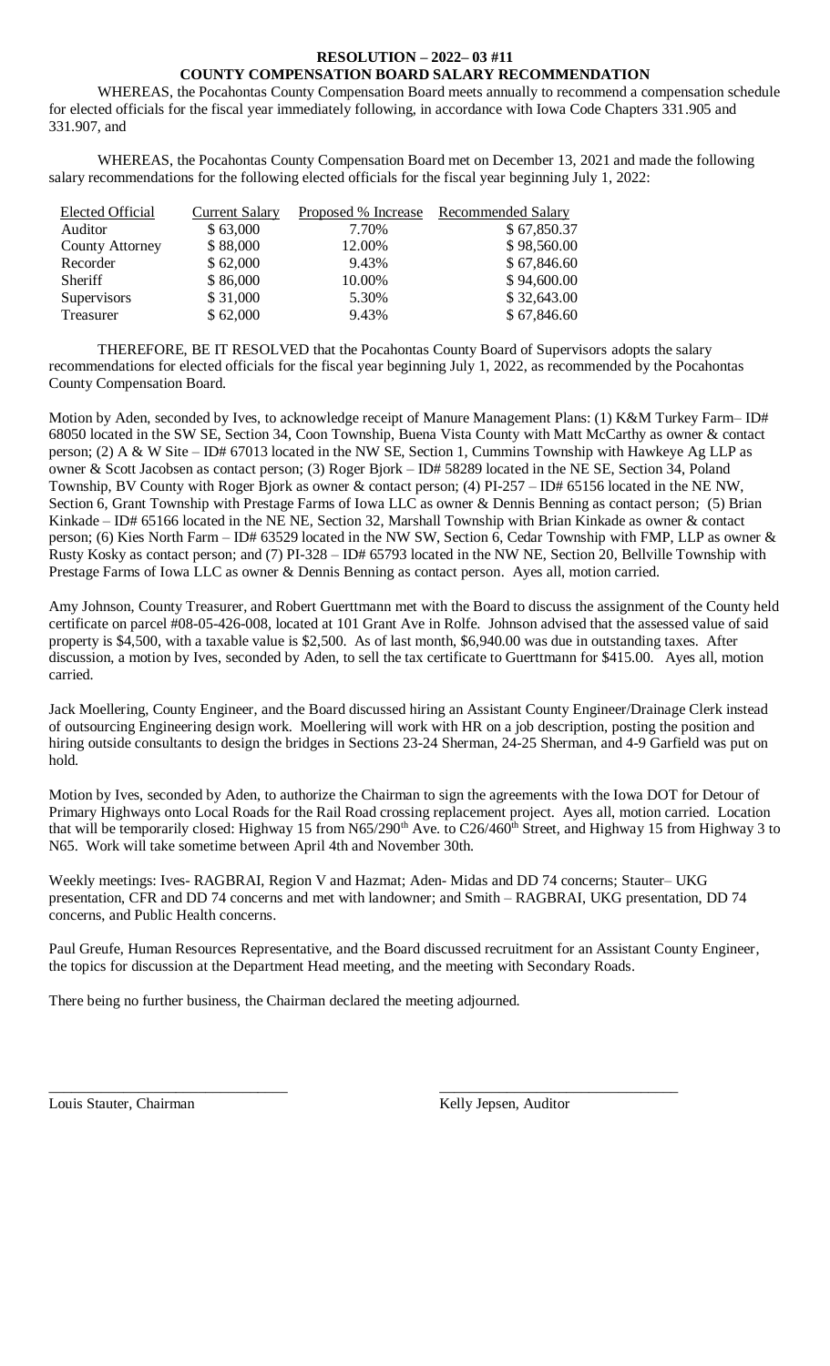**RESOLUTION – 2022– 03 #11**
**COUNTY COMPENSATION BOARD SALARY RECOMMENDATION**

WHEREAS, the Pocahontas County Compensation Board meets annually to recommend a compensation schedule for elected officials for the fiscal year immediately following, in accordance with Iowa Code Chapters 331.905 and 331.907, and

WHEREAS, the Pocahontas County Compensation Board met on December 13, 2021 and made the following salary recommendations for the following elected officials for the fiscal year beginning July 1, 2022:

| Elected Official | Current Salary | Proposed % Increase | Recommended Salary |
|---|---|---|---|
| Auditor | $ 63,000 | 7.70% | $ 67,850.37 |
| County Attorney | $ 88,000 | 12.00% | $ 98,560.00 |
| Recorder | $ 62,000 | 9.43% | $ 67,846.60 |
| Sheriff | $ 86,000 | 10.00% | $ 94,600.00 |
| Supervisors | $ 31,000 | 5.30% | $ 32,643.00 |
| Treasurer | $ 62,000 | 9.43% | $ 67,846.60 |

THEREFORE, BE IT RESOLVED that the Pocahontas County Board of Supervisors adopts the salary recommendations for elected officials for the fiscal year beginning July 1, 2022, as recommended by the Pocahontas County Compensation Board.

Motion by Aden, seconded by Ives, to acknowledge receipt of Manure Management Plans: (1) K&M Turkey Farm– ID# 68050 located in the SW SE, Section 34, Coon Township, Buena Vista County with Matt McCarthy as owner & contact person; (2) A & W Site – ID# 67013 located in the NW SE, Section 1, Cummins Township with Hawkeye Ag LLP as owner & Scott Jacobsen as contact person; (3) Roger Bjork – ID# 58289 located in the NE SE, Section 34, Poland Township, BV County with Roger Bjork as owner & contact person; (4) PI-257 – ID# 65156 located in the NE NW, Section 6, Grant Township with Prestage Farms of Iowa LLC as owner & Dennis Benning as contact person; (5) Brian Kinkade – ID# 65166 located in the NE NE, Section 32, Marshall Township with Brian Kinkade as owner & contact person; (6) Kies North Farm – ID# 63529 located in the NW SW, Section 6, Cedar Township with FMP, LLP as owner & Rusty Kosky as contact person; and (7) PI-328 – ID# 65793 located in the NW NE, Section 20, Bellville Township with Prestage Farms of Iowa LLC as owner & Dennis Benning as contact person. Ayes all, motion carried.

Amy Johnson, County Treasurer, and Robert Guerttmann met with the Board to discuss the assignment of the County held certificate on parcel #08-05-426-008, located at 101 Grant Ave in Rolfe. Johnson advised that the assessed value of said property is $4,500, with a taxable value is $2,500. As of last month, $6,940.00 was due in outstanding taxes. After discussion, a motion by Ives, seconded by Aden, to sell the tax certificate to Guerttmann for $415.00. Ayes all, motion carried.

Jack Moellering, County Engineer, and the Board discussed hiring an Assistant County Engineer/Drainage Clerk instead of outsourcing Engineering design work. Moellering will work with HR on a job description, posting the position and hiring outside consultants to design the bridges in Sections 23-24 Sherman, 24-25 Sherman, and 4-9 Garfield was put on hold.

Motion by Ives, seconded by Aden, to authorize the Chairman to sign the agreements with the Iowa DOT for Detour of Primary Highways onto Local Roads for the Rail Road crossing replacement project. Ayes all, motion carried. Location that will be temporarily closed: Highway 15 from N65/290th Ave. to C26/460th Street, and Highway 15 from Highway 3 to N65. Work will take sometime between April 4th and November 30th.

Weekly meetings: Ives- RAGBRAI, Region V and Hazmat; Aden- Midas and DD 74 concerns; Stauter– UKG presentation, CFR and DD 74 concerns and met with landowner; and Smith – RAGBRAI, UKG presentation, DD 74 concerns, and Public Health concerns.

Paul Greufe, Human Resources Representative, and the Board discussed recruitment for an Assistant County Engineer, the topics for discussion at the Department Head meeting, and the meeting with Secondary Roads.

There being no further business, the Chairman declared the meeting adjourned.

_______________________________ _______________________________

Louis Stauter, Chairman Kelly Jepsen, Auditor